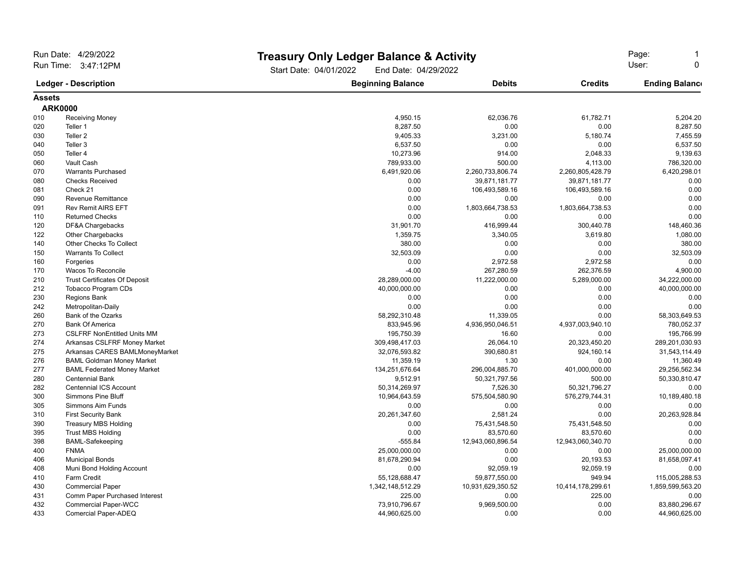# Treasury Only Ledger Balance & Activity

Run Date: 4/29/2022
Run Time: 3:47:12PM

Start Date: 04/01/2022 End Date: 04/29/2022

User: 0

| Ledger - Description | | Beginning Balance | Debits | Credits | Ending Balance |
|---|---|---|---|---|---|
| **Assets** | | | | | |
| **ARK0000** | | | | | |
| 010 | Receiving Money | 4,950.15 | 62,036.76 | 61,782.71 | 5,204.20 |
| 020 | Teller 1 | 8,287.50 | 0.00 | 0.00 | 8,287.50 |
| 030 | Teller 2 | 9,405.33 | 3,231.00 | 5,180.74 | 7,455.59 |
| 040 | Teller 3 | 6,537.50 | 0.00 | 0.00 | 6,537.50 |
| 050 | Teller 4 | 10,273.96 | 914.00 | 2,048.33 | 9,139.63 |
| 060 | Vault Cash | 789,933.00 | 500.00 | 4,113.00 | 786,320.00 |
| 070 | Warrants Purchased | 6,491,920.06 | 2,260,733,806.74 | 2,260,805,428.79 | 6,420,298.01 |
| 080 | Checks Received | 0.00 | 39,871,181.77 | 39,871,181.77 | 0.00 |
| 081 | Check 21 | 0.00 | 106,493,589.16 | 106,493,589.16 | 0.00 |
| 090 | Revenue Remittance | 0.00 | 0.00 | 0.00 | 0.00 |
| 091 | Rev Remit AIRS EFT | 0.00 | 1,803,664,738.53 | 1,803,664,738.53 | 0.00 |
| 110 | Returned Checks | 0.00 | 0.00 | 0.00 | 0.00 |
| 120 | DF&A Chargebacks | 31,901.70 | 416,999.44 | 300,440.78 | 148,460.36 |
| 122 | Other Chargebacks | 1,359.75 | 3,340.05 | 3,619.80 | 1,080.00 |
| 140 | Other Checks To Collect | 380.00 | 0.00 | 0.00 | 380.00 |
| 150 | Warrants To Collect | 32,503.09 | 0.00 | 0.00 | 32,503.09 |
| 160 | Forgeries | 0.00 | 2,972.58 | 2,972.58 | 0.00 |
| 170 | Wacos To Reconcile | -4.00 | 267,280.59 | 262,376.59 | 4,900.00 |
| 210 | Trust Certificates Of Deposit | 28,289,000.00 | 11,222,000.00 | 5,289,000.00 | 34,222,000.00 |
| 212 | Tobacco Program CDs | 40,000,000.00 | 0.00 | 0.00 | 40,000,000.00 |
| 230 | Regions Bank | 0.00 | 0.00 | 0.00 | 0.00 |
| 242 | Metropolitan-Daily | 0.00 | 0.00 | 0.00 | 0.00 |
| 260 | Bank of the Ozarks | 58,292,310.48 | 11,339.05 | 0.00 | 58,303,649.53 |
| 270 | Bank Of America | 833,945.96 | 4,936,950,046.51 | 4,937,003,940.10 | 780,052.37 |
| 273 | CSLFRF NonEntitled Units MM | 195,750.39 | 16.60 | 0.00 | 195,766.99 |
| 274 | Arkansas CSLFRF Money Market | 309,498,417.03 | 26,064.10 | 20,323,450.20 | 289,201,030.93 |
| 275 | Arkansas CARES BAMLMoneyMarket | 32,076,593.82 | 390,680.81 | 924,160.14 | 31,543,114.49 |
| 276 | BAML Goldman Money Market | 11,359.19 | 1.30 | 0.00 | 11,360.49 |
| 277 | BAML Federated Money Market | 134,251,676.64 | 296,004,885.70 | 401,000,000.00 | 29,256,562.34 |
| 280 | Centennial Bank | 9,512.91 | 50,321,797.56 | 500.00 | 50,330,810.47 |
| 282 | Centennial ICS Account | 50,314,269.97 | 7,526.30 | 50,321,796.27 | 0.00 |
| 300 | Simmons Pine Bluff | 10,964,643.59 | 575,504,580.90 | 576,279,744.31 | 10,189,480.18 |
| 305 | Simmons Aim Funds | 0.00 | 0.00 | 0.00 | 0.00 |
| 310 | First Security Bank | 20,261,347.60 | 2,581.24 | 0.00 | 20,263,928.84 |
| 390 | Treasury MBS Holding | 0.00 | 75,431,548.50 | 75,431,548.50 | 0.00 |
| 395 | Trust MBS Holding | 0.00 | 83,570.60 | 83,570.60 | 0.00 |
| 398 | BAML-Safekeeping | -555.84 | 12,943,060,896.54 | 12,943,060,340.70 | 0.00 |
| 400 | FNMA | 25,000,000.00 | 0.00 | 0.00 | 25,000,000.00 |
| 406 | Municipal Bonds | 81,678,290.94 | 0.00 | 20,193.53 | 81,658,097.41 |
| 408 | Muni Bond Holding Account | 0.00 | 92,059.19 | 92,059.19 | 0.00 |
| 410 | Farm Credit | 55,128,688.47 | 59,877,550.00 | 949.94 | 115,005,288.53 |
| 430 | Commercial Paper | 1,342,148,512.29 | 10,931,629,350.52 | 10,414,178,299.61 | 1,859,599,563.20 |
| 431 | Comm Paper Purchased Interest | 225.00 | 0.00 | 225.00 | 0.00 |
| 432 | Commercial Paper-WCC | 73,910,796.67 | 9,969,500.00 | 0.00 | 83,880,296.67 |
| 433 | Comercial Paper-ADEQ | 44,960,625.00 | 0.00 | 0.00 | 44,960,625.00 |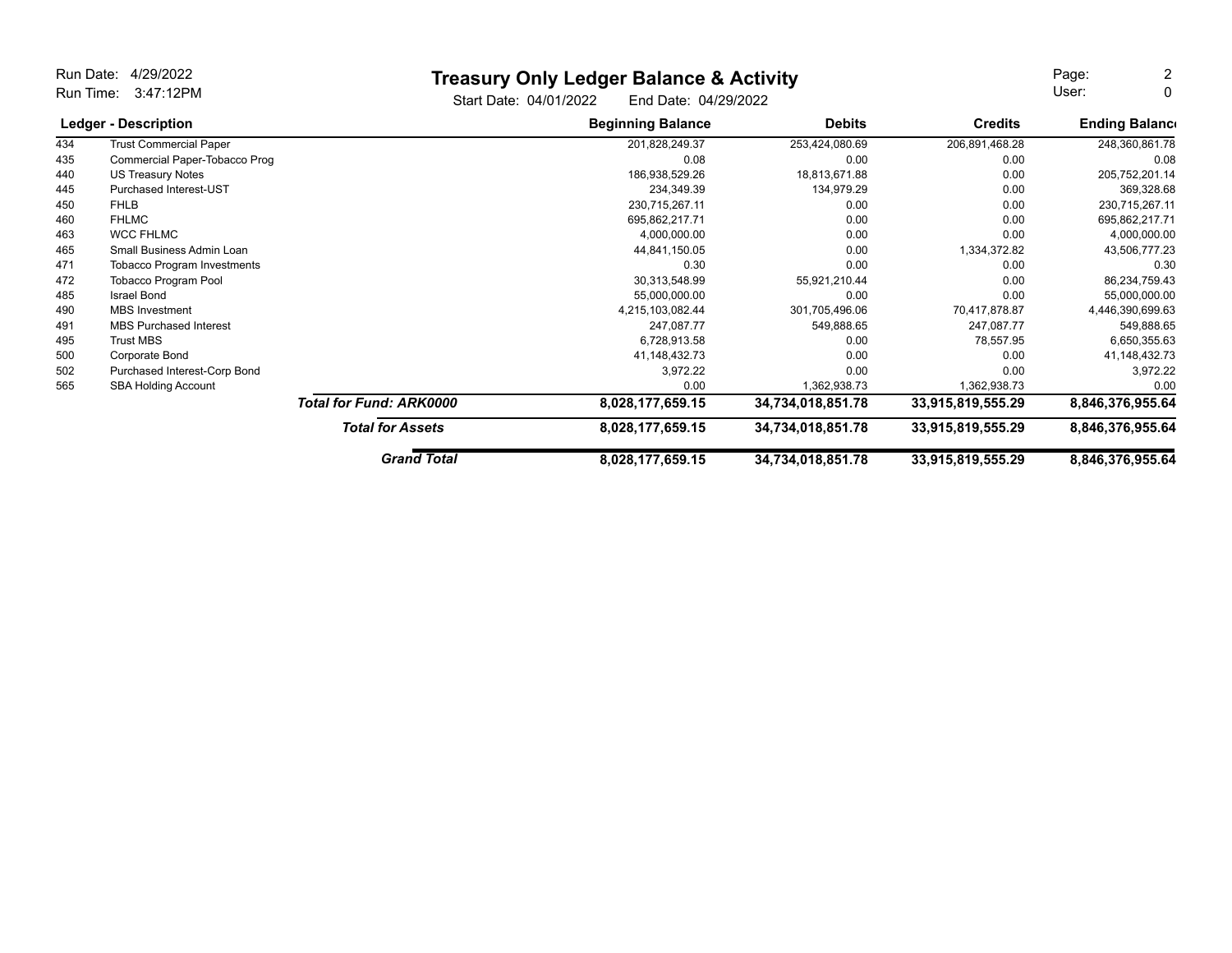Run Date: 4/29/2022
Run Time: 3:47:12PM

# Treasury Only Ledger Balance & Activity

Start Date: 04/01/2022 End Date: 04/29/2022

User: 0

| Ledger - Description | | | Beginning Balance | Debits | Credits | Ending Balance |
|---|---|---|---|---|---|---|
| 434 | Trust Commercial Paper | | 201,828,249.37 | 253,424,080.69 | 206,891,468.28 | 248,360,861.78 |
| 435 | Commercial Paper-Tobacco Prog | | 0.08 | 0.00 | 0.00 | 0.08 |
| 440 | US Treasury Notes | | 186,938,529.26 | 18,813,671.88 | 0.00 | 205,752,201.14 |
| 445 | Purchased Interest-UST | | 234,349.39 | 134,979.29 | 0.00 | 369,328.68 |
| 450 | FHLB | | 230,715,267.11 | 0.00 | 0.00 | 230,715,267.11 |
| 460 | FHLMC | | 695,862,217.71 | 0.00 | 0.00 | 695,862,217.71 |
| 463 | WCC FHLMC | | 4,000,000.00 | 0.00 | 0.00 | 4,000,000.00 |
| 465 | Small Business Admin Loan | | 44,841,150.05 | 0.00 | 1,334,372.82 | 43,506,777.23 |
| 471 | Tobacco Program Investments | | 0.30 | 0.00 | 0.00 | 0.30 |
| 472 | Tobacco Program Pool | | 30,313,548.99 | 55,921,210.44 | 0.00 | 86,234,759.43 |
| 485 | Israel Bond | | 55,000,000.00 | 0.00 | 0.00 | 55,000,000.00 |
| 490 | MBS Investment | | 4,215,103,082.44 | 301,705,496.06 | 70,417,878.87 | 4,446,390,699.63 |
| 491 | MBS Purchased Interest | | 247,087.77 | 549,888.65 | 247,087.77 | 549,888.65 |
| 495 | Trust MBS | | 6,728,913.58 | 0.00 | 78,557.95 | 6,650,355.63 |
| 500 | Corporate Bond | | 41,148,432.73 | 0.00 | 0.00 | 41,148,432.73 |
| 502 | Purchased Interest-Corp Bond | | 3,972.22 | 0.00 | 0.00 | 3,972.22 |
| 565 | SBA Holding Account | | 0.00 | 1,362,938.73 | 1,362,938.73 | 0.00 |
| | | ***Total for Fund: ARK0000*** | **8,028,177,659.15** | **34,734,018,851.78** | **33,915,819,555.29** | **8,846,376,955.64** |
| | | ***Total for Assets*** | **8,028,177,659.15** | **34,734,018,851.78** | **33,915,819,555.29** | **8,846,376,955.64** |
| | | ***Grand Total*** | **8,028,177,659.15** | **34,734,018,851.78** | **33,915,819,555.29** | **8,846,376,955.64** |